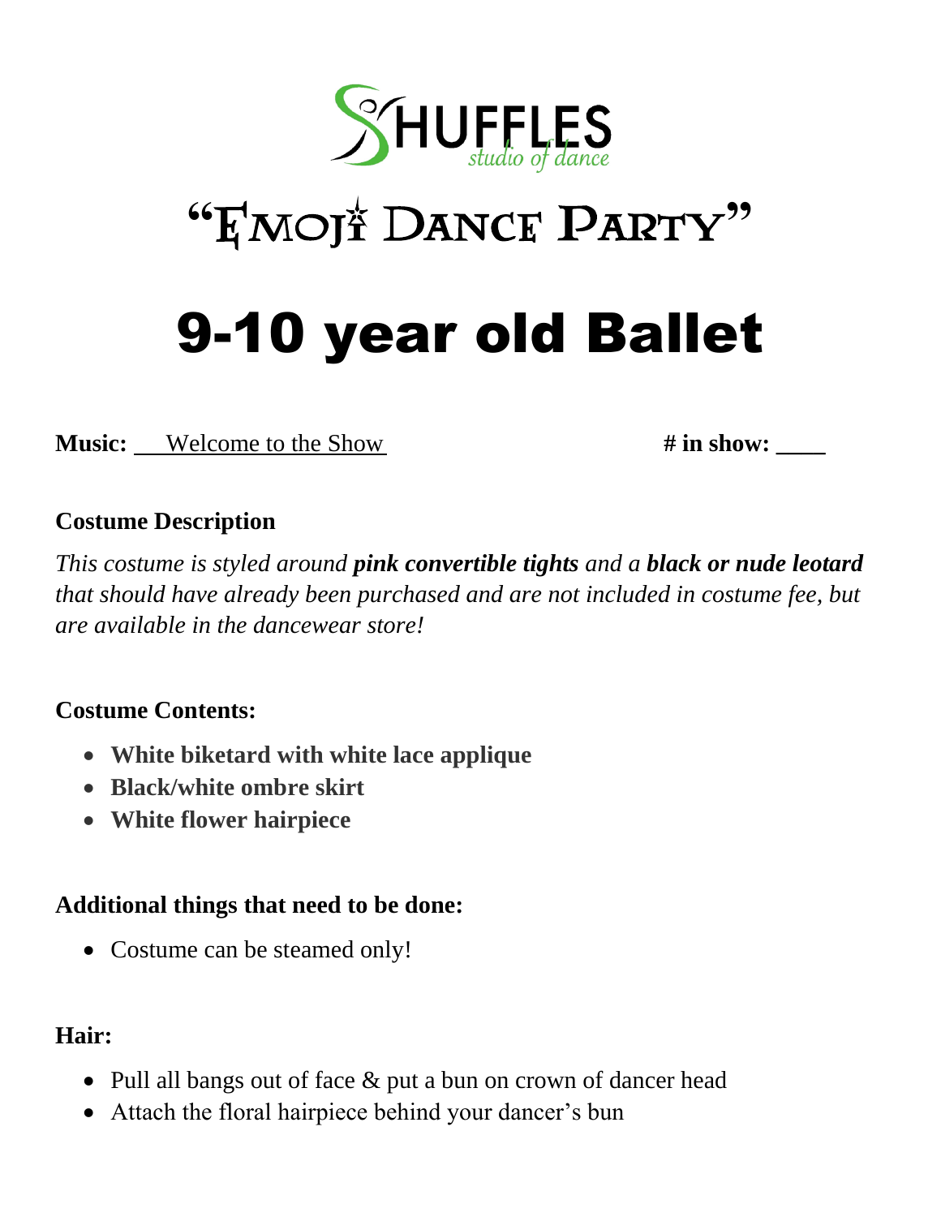SHUFFLES
studio of dance

# "Emoji Dance Party"

# 9-10 year old Ballet

**Music:** Welcome to the Show **# in show:** ____

**Costume Description**

*This costume is styled around **pink convertible tights** and a **black or nude leotard** that should have already been purchased and are not included in costume fee, but are available in the dancewear store!*

**Costume Contents:**

- **White biketard with white lace applique**
- **Black/white ombre skirt**
- **White flower hairpiece**

**Additional things that need to be done:**

- Costume can be steamed only!

**Hair:**

- Pull all bangs out of face & put a bun on crown of dancer head
- Attach the floral hairpiece behind your dancer's bun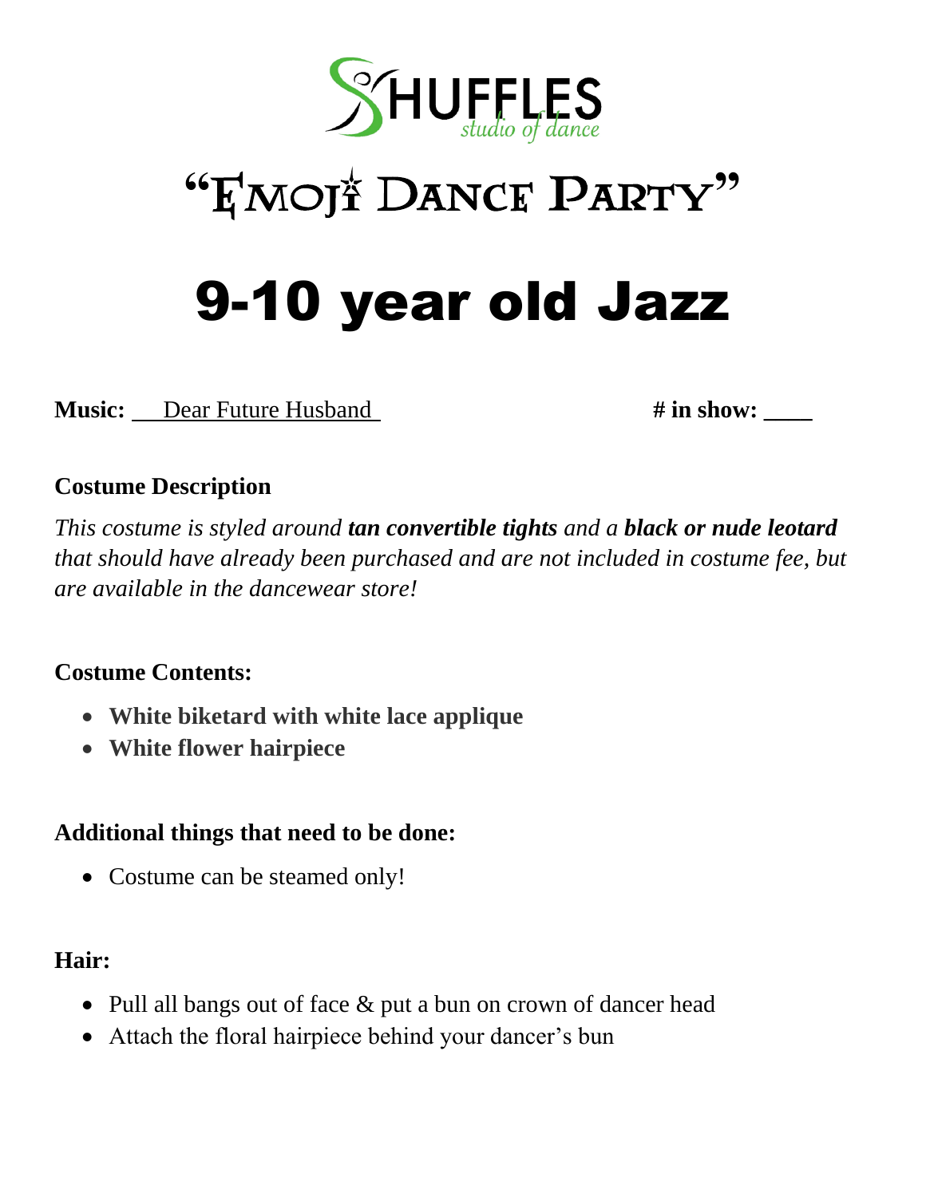SHUFFLES
studio of dance

# "Emoji Dance Party"

# 9-10 year old Jazz

**Music:** Dear Future Husband **# in show:** ____

### Costume Description

*This costume is styled around **tan convertible tights** and a **black or nude leotard** that should have already been purchased and are not included in costume fee, but are available in the dancewear store!*

### Costume Contents:

- **White biketard with white lace applique**
- **White flower hairpiece**

### Additional things that need to be done:

- Costume can be steamed only!

### Hair:

- Pull all bangs out of face & put a bun on crown of dancer head
- Attach the floral hairpiece behind your dancer's bun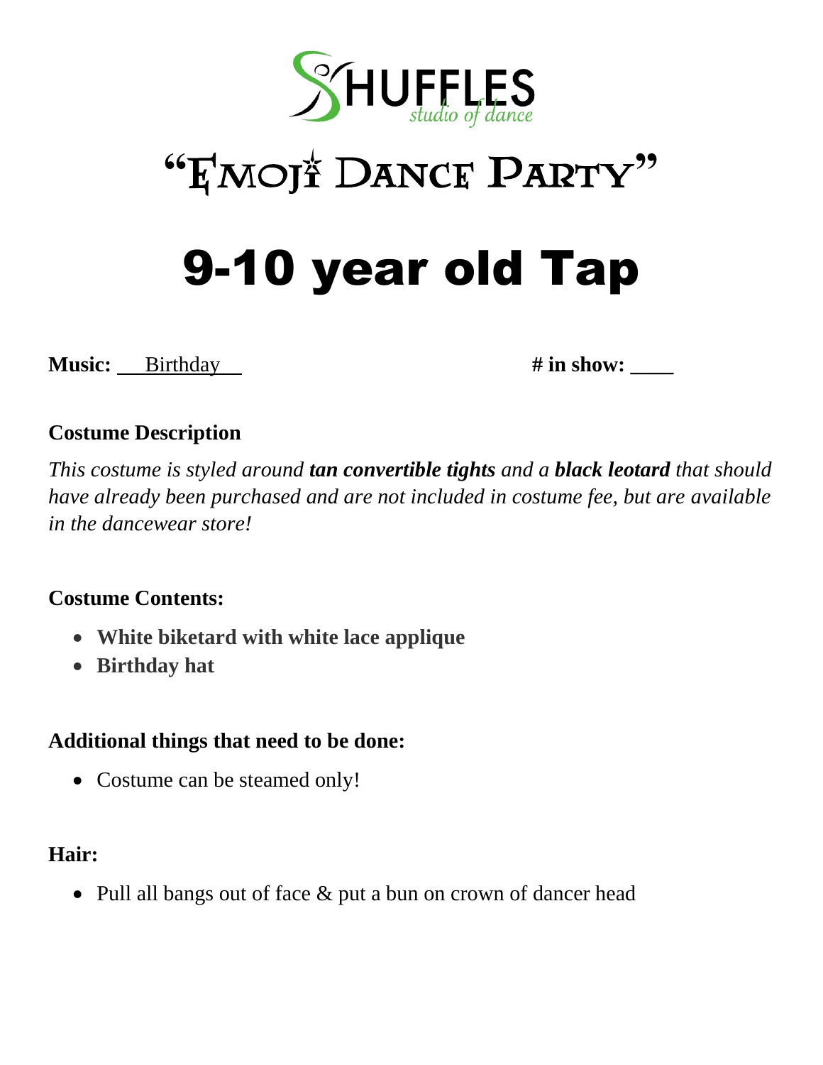SHUFFLES studio of dance

# "Emoji Dance Party"

# 9-10 year old Tap

**Music:** Birthday **# in show:** ____

**Costume Description**

*This costume is styled around **tan convertible tights** and a **black leotard** that should have already been purchased and are not included in costume fee, but are available in the dancewear store!*

**Costume Contents:**

- **White biketard with white lace applique**
- **Birthday hat**

**Additional things that need to be done:**

- Costume can be steamed only!

**Hair:**

- Pull all bangs out of face & put a bun on crown of dancer head